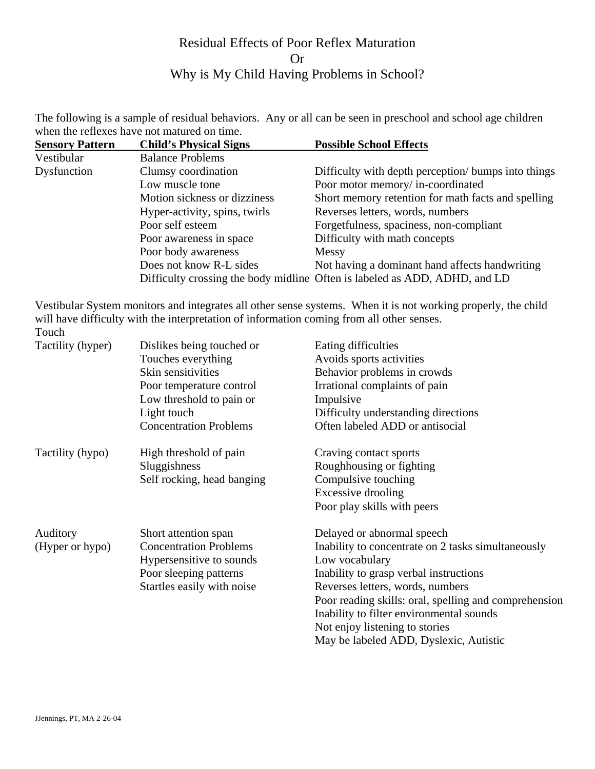# Residual Effects of Poor Reflex Maturation
# Or
# Why is My Child Having Problems in School?

The following is a sample of residual behaviors. Any or all can be seen in preschool and school age children when the reflexes have not matured on time.

| Sensory Pattern | Child's Physical Signs | Possible School Effects |
|---|---|---|
| Vestibular | Balance Problems | |
| Dysfunction | Clumsy coordination | Difficulty with depth perception/ bumps into things |
| | Low muscle tone | Poor motor memory/ in-coordinated |
| | Motion sickness or dizziness | Short memory retention for math facts and spelling |
| | Hyper-activity, spins, twirls | Reverses letters, words, numbers |
| | Poor self esteem | Forgetfulness, spaciness, non-compliant |
| | Poor awareness in space | Difficulty with math concepts |
| | Poor body awareness | Messy |
| | Does not know R-L sides | Not having a dominant hand affects handwriting |
| | Difficulty crossing the body midline | Often is labeled as ADD, ADHD, and LD |

Vestibular System monitors and integrates all other sense systems. When it is not working properly, the child will have difficulty with the interpretation of information coming from all other senses.

| Touch | | |
|---|---|---|
| Tactility (hyper) | Dislikes being touched or | Eating difficulties |
| | Touches everything | Avoids sports activities |
| | Skin sensitivities | Behavior problems in crowds |
| | Poor temperature control | Irrational complaints of pain |
| | Low threshold to pain or | Impulsive |
| | Light touch | Difficulty understanding directions |
| | Concentration Problems | Often labeled ADD or antisocial |
| Tactility (hypo) | High threshold of pain | Craving contact sports |
| | Sluggishness | Roughhousing or fighting |
| | Self rocking, head banging | Compulsive touching |
| | | Excessive drooling |
| | | Poor play skills with peers |
| Auditory | Short attention span | Delayed or abnormal speech |
| (Hyper or hypo) | Concentration Problems | Inability to concentrate on 2 tasks simultaneously |
| | Hypersensitive to sounds | Low vocabulary |
| | Poor sleeping patterns | Inability to grasp verbal instructions |
| | Startles easily with noise | Reverses letters, words, numbers |
| | | Poor reading skills: oral, spelling and comprehension |
| | | Inability to filter environmental sounds |
| | | Not enjoy listening to stories |
| | | May be labeled ADD, Dyslexic, Autistic |

JJennings, PT, MA 2-26-04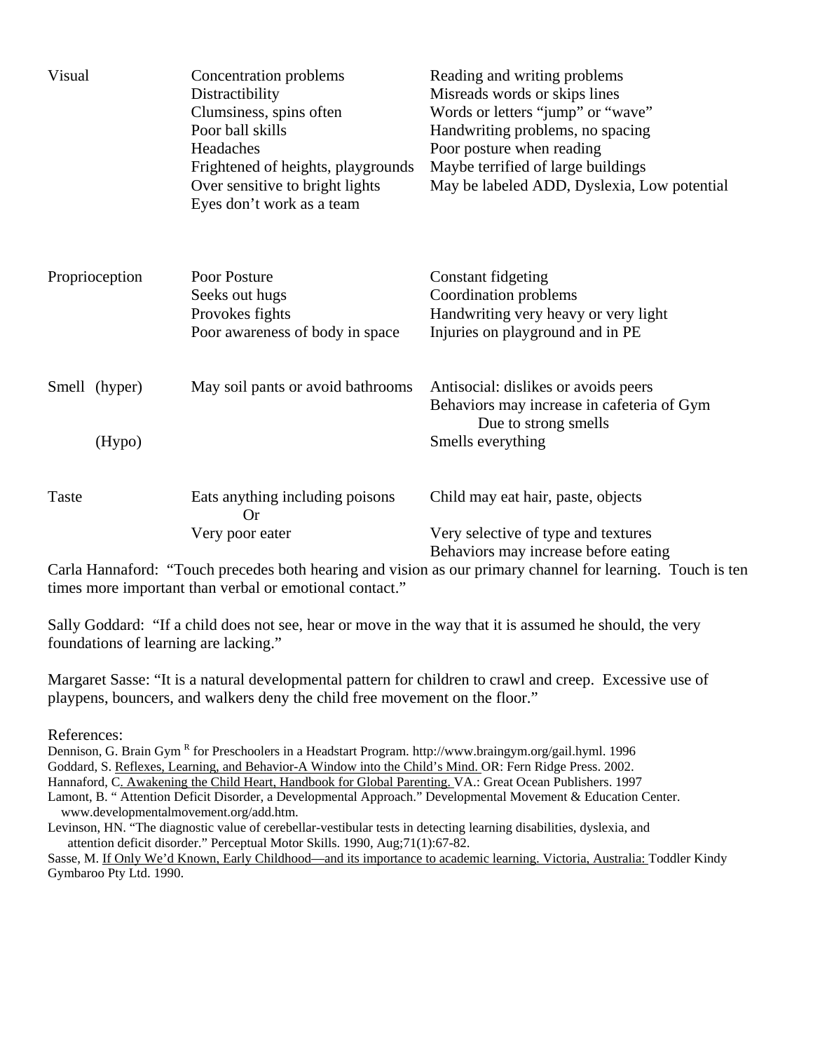| | | |
|---|---|---|
| Visual | Concentration problems<br>Distractibility<br>Clumsiness, spins often<br>Poor ball skills<br>Headaches<br>Frightened of heights, playgrounds<br>Over sensitive to bright lights<br>Eyes don't work as a team | Reading and writing problems<br>Misreads words or skips lines<br>Words or letters "jump" or "wave"<br>Handwriting problems, no spacing<br>Poor posture when reading<br>Maybe terrified of large buildings<br>May be labeled ADD, Dyslexia, Low potential |
| Proprioception | Poor Posture<br>Seeks out hugs<br>Provokes fights<br>Poor awareness of body in space | Constant fidgeting<br>Coordination problems<br>Handwriting very heavy or very light<br>Injuries on playground and in PE |
| Smell (hyper) | May soil pants or avoid bathrooms | Antisocial: dislikes or avoids peers<br>Behaviors may increase in cafeteria of Gym Due to strong smells |
| (Hypo) | | Smells everything |
| Taste | Eats anything including poisons<br>Or<br>Very poor eater | Child may eat hair, paste, objects<br><br>Very selective of type and textures<br>Behaviors may increase before eating |

Carla Hannaford: "Touch precedes both hearing and vision as our primary channel for learning. Touch is ten times more important than verbal or emotional contact."

Sally Goddard: "If a child does not see, hear or move in the way that it is assumed he should, the very foundations of learning are lacking."

Margaret Sasse: "It is a natural developmental pattern for children to crawl and creep. Excessive use of playpens, bouncers, and walkers deny the child free movement on the floor."

References:

Dennison, G. Brain Gym [R] for Preschoolers in a Headstart Program. http://www.braingym.org/gail.hyml. 1996

Goddard, S. Reflexes, Learning, and Behavior-A Window into the Child's Mind. OR: Fern Ridge Press. 2002.

Hannaford, C. Awakening the Child Heart, Handbook for Global Parenting. VA.: Great Ocean Publishers. 1997

Lamont, B. " Attention Deficit Disorder, a Developmental Approach." Developmental Movement & Education Center. www.developmentalmovement.org/add.htm.

Levinson, HN. "The diagnostic value of cerebellar-vestibular tests in detecting learning disabilities, dyslexia, and attention deficit disorder." Perceptual Motor Skills. 1990, Aug;71(1):67-82.

Sasse, M. If Only We'd Known, Early Childhood—and its importance to academic learning. Victoria, Australia: Toddler Kindy Gymbaroo Pty Ltd. 1990.